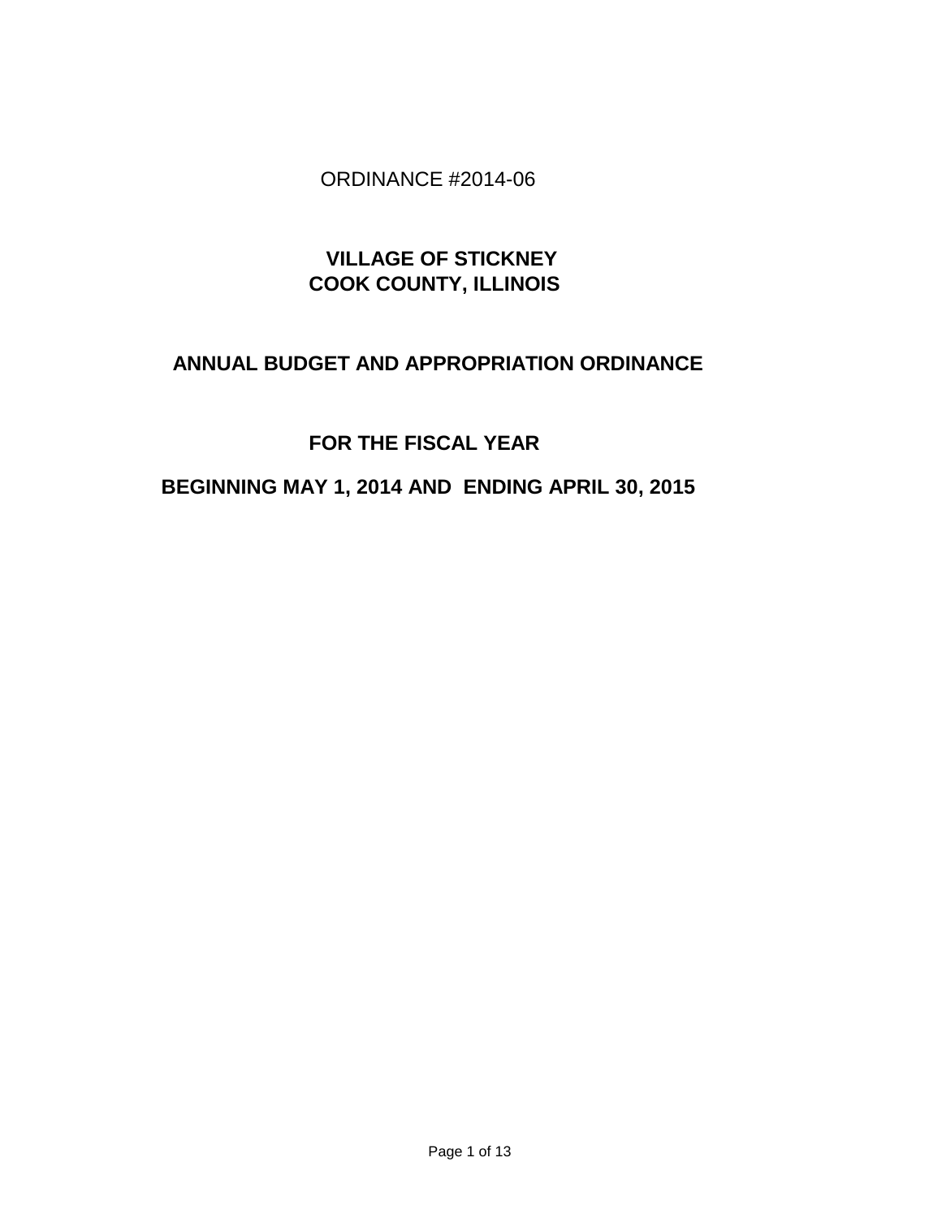ORDINANCE #2014-06

**VILLAGE OF STICKNEY**
**COOK COUNTY, ILLINOIS**

# ANNUAL BUDGET AND APPROPRIATION ORDINANCE

## FOR THE FISCAL YEAR

## BEGINNING MAY 1, 2014 AND ENDING APRIL 30, 2015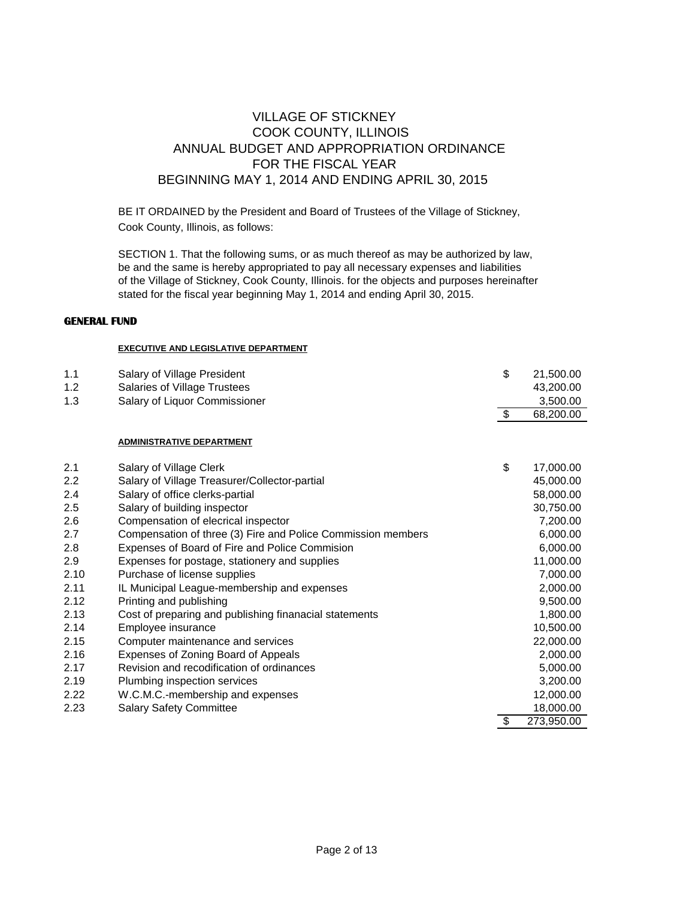# VILLAGE OF STICKNEY
# COOK COUNTY, ILLINOIS
# ANNUAL BUDGET AND APPROPRIATION ORDINANCE
# FOR THE FISCAL YEAR
# BEGINNING MAY 1, 2014 AND ENDING APRIL 30, 2015

BE IT ORDAINED by the President and Board of Trustees of the Village of Stickney, Cook County, Illinois, as follows:

SECTION 1. That the following sums, or as much thereof as may be authorized by law, be and the same is hereby appropriated to pay all necessary expenses and liabilities of the Village of Stickney, Cook County, Illinois. for the objects and purposes hereinafter stated for the fiscal year beginning May 1, 2014 and ending April 30, 2015.

## GENERAL FUND

### EXECUTIVE AND LEGISLATIVE DEPARTMENT

| | | | |
|---|---|---|---|
| 1.1 | Salary of Village President | $ | 21,500.00 |
| 1.2 | Salaries of Village Trustees | | 43,200.00 |
| 1.3 | Salary of Liquor Commissioner | | 3,500.00 |
| | | $ | 68,200.00 |

### ADMINISTRATIVE DEPARTMENT

| | | | |
|---|---|---|---|
| 2.1 | Salary of Village Clerk | $ | 17,000.00 |
| 2.2 | Salary of Village Treasurer/Collector-partial | | 45,000.00 |
| 2.4 | Salary of office clerks-partial | | 58,000.00 |
| 2.5 | Salary of building inspector | | 30,750.00 |
| 2.6 | Compensation of elecrical inspector | | 7,200.00 |
| 2.7 | Compensation of three (3) Fire and Police Commission members | | 6,000.00 |
| 2.8 | Expenses of Board of Fire and Police Commision | | 6,000.00 |
| 2.9 | Expenses for postage, stationery and supplies | | 11,000.00 |
| 2.10 | Purchase of license supplies | | 7,000.00 |
| 2.11 | IL Municipal League-membership and expenses | | 2,000.00 |
| 2.12 | Printing and publishing | | 9,500.00 |
| 2.13 | Cost of preparing and publishing finanacial statements | | 1,800.00 |
| 2.14 | Employee insurance | | 10,500.00 |
| 2.15 | Computer maintenance and services | | 22,000.00 |
| 2.16 | Expenses of Zoning Board of Appeals | | 2,000.00 |
| 2.17 | Revision and recodification of ordinances | | 5,000.00 |
| 2.19 | Plumbing inspection services | | 3,200.00 |
| 2.22 | W.C.M.C.-membership and expenses | | 12,000.00 |
| 2.23 | Salary Safety Committee | | 18,000.00 |
| | | $ | 273,950.00 |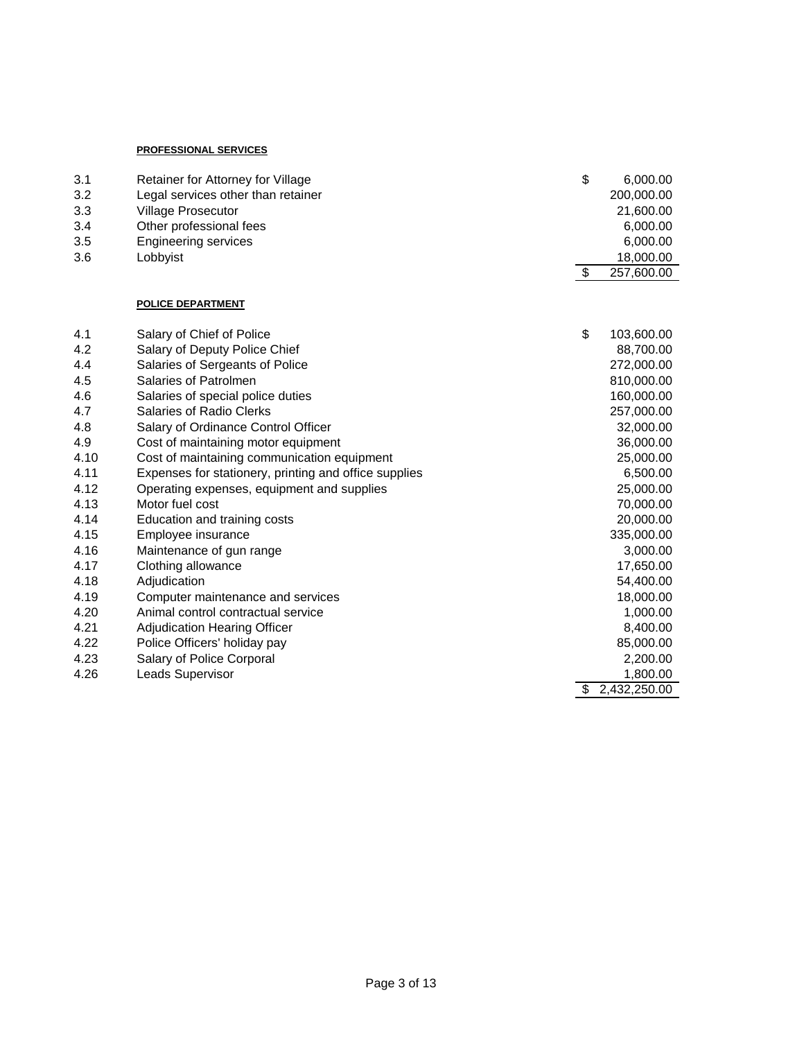**PROFESSIONAL SERVICES**

| | | |
|---|---|---|
| 3.1 | Retainer for Attorney for Village | $ 6,000.00 |
| 3.2 | Legal services other than retainer | 200,000.00 |
| 3.3 | Village Prosecutor | 21,600.00 |
| 3.4 | Other professional fees | 6,000.00 |
| 3.5 | Engineering services | 6,000.00 |
| 3.6 | Lobbyist | 18,000.00 |
| | | $ 257,600.00 |

**POLICE DEPARTMENT**

| | | |
|---|---|---|
| 4.1 | Salary of Chief of Police | $ 103,600.00 |
| 4.2 | Salary of Deputy Police Chief | 88,700.00 |
| 4.4 | Salaries of Sergeants of Police | 272,000.00 |
| 4.5 | Salaries of Patrolmen | 810,000.00 |
| 4.6 | Salaries of special police duties | 160,000.00 |
| 4.7 | Salaries of Radio Clerks | 257,000.00 |
| 4.8 | Salary of Ordinance Control Officer | 32,000.00 |
| 4.9 | Cost of maintaining motor equipment | 36,000.00 |
| 4.10 | Cost of maintaining communication equipment | 25,000.00 |
| 4.11 | Expenses for stationery, printing and office supplies | 6,500.00 |
| 4.12 | Operating expenses, equipment and supplies | 25,000.00 |
| 4.13 | Motor fuel cost | 70,000.00 |
| 4.14 | Education and training costs | 20,000.00 |
| 4.15 | Employee insurance | 335,000.00 |
| 4.16 | Maintenance of gun range | 3,000.00 |
| 4.17 | Clothing allowance | 17,650.00 |
| 4.18 | Adjudication | 54,400.00 |
| 4.19 | Computer maintenance and services | 18,000.00 |
| 4.20 | Animal control contractual service | 1,000.00 |
| 4.21 | Adjudication Hearing Officer | 8,400.00 |
| 4.22 | Police Officers' holiday pay | 85,000.00 |
| 4.23 | Salary of Police Corporal | 2,200.00 |
| 4.26 | Leads Supervisor | 1,800.00 |
| | | $ 2,432,250.00 |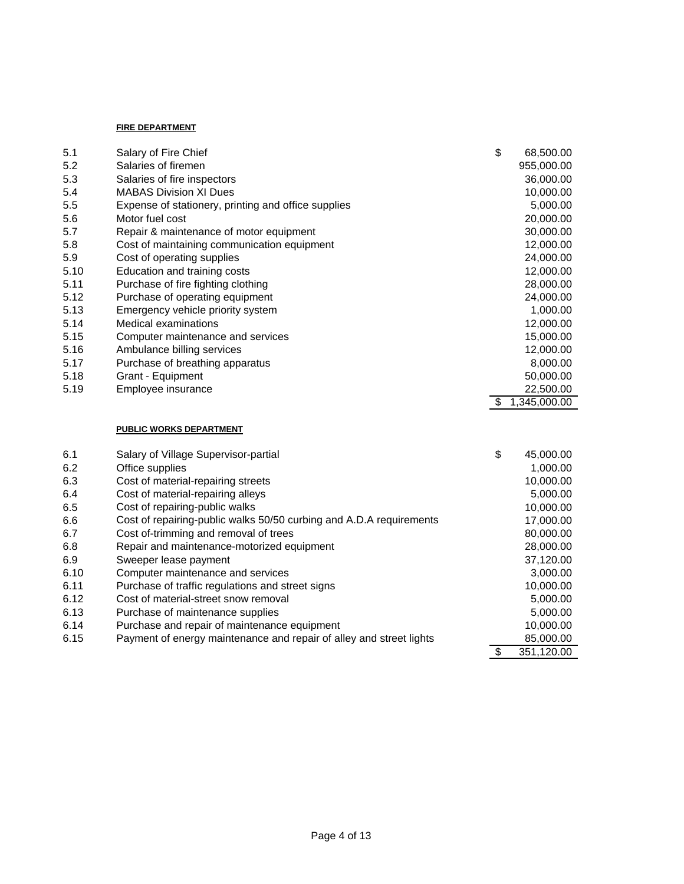**FIRE DEPARTMENT**

| | | | |
|---|---|---|---|
| 5.1 | Salary of Fire Chief | $ | 68,500.00 |
| 5.2 | Salaries of firemen | | 955,000.00 |
| 5.3 | Salaries of fire inspectors | | 36,000.00 |
| 5.4 | MABAS Division XI Dues | | 10,000.00 |
| 5.5 | Expense of stationery, printing and office supplies | | 5,000.00 |
| 5.6 | Motor fuel cost | | 20,000.00 |
| 5.7 | Repair & maintenance of motor equipment | | 30,000.00 |
| 5.8 | Cost of maintaining communication equipment | | 12,000.00 |
| 5.9 | Cost of operating supplies | | 24,000.00 |
| 5.10 | Education and training costs | | 12,000.00 |
| 5.11 | Purchase of fire fighting clothing | | 28,000.00 |
| 5.12 | Purchase of operating equipment | | 24,000.00 |
| 5.13 | Emergency vehicle priority system | | 1,000.00 |
| 5.14 | Medical examinations | | 12,000.00 |
| 5.15 | Computer maintenance and services | | 15,000.00 |
| 5.16 | Ambulance billing services | | 12,000.00 |
| 5.17 | Purchase of breathing apparatus | | 8,000.00 |
| 5.18 | Grant - Equipment | | 50,000.00 |
| 5.19 | Employee insurance | | 22,500.00 |
| | | $ | 1,345,000.00 |

**PUBLIC WORKS DEPARTMENT**

| | | | |
|---|---|---|---|
| 6.1 | Salary of Village Supervisor-partial | $ | 45,000.00 |
| 6.2 | Office supplies | | 1,000.00 |
| 6.3 | Cost of material-repairing streets | | 10,000.00 |
| 6.4 | Cost of material-repairing alleys | | 5,000.00 |
| 6.5 | Cost of repairing-public walks | | 10,000.00 |
| 6.6 | Cost of repairing-public walks 50/50 curbing and A.D.A requirements | | 17,000.00 |
| 6.7 | Cost of-trimming and removal of trees | | 80,000.00 |
| 6.8 | Repair and maintenance-motorized equipment | | 28,000.00 |
| 6.9 | Sweeper lease payment | | 37,120.00 |
| 6.10 | Computer maintenance and services | | 3,000.00 |
| 6.11 | Purchase of traffic regulations and street signs | | 10,000.00 |
| 6.12 | Cost of material-street snow removal | | 5,000.00 |
| 6.13 | Purchase of maintenance supplies | | 5,000.00 |
| 6.14 | Purchase and repair of maintenance equipment | | 10,000.00 |
| 6.15 | Payment of energy maintenance and repair of alley and street lights | | 85,000.00 |
| | | $ | 351,120.00 |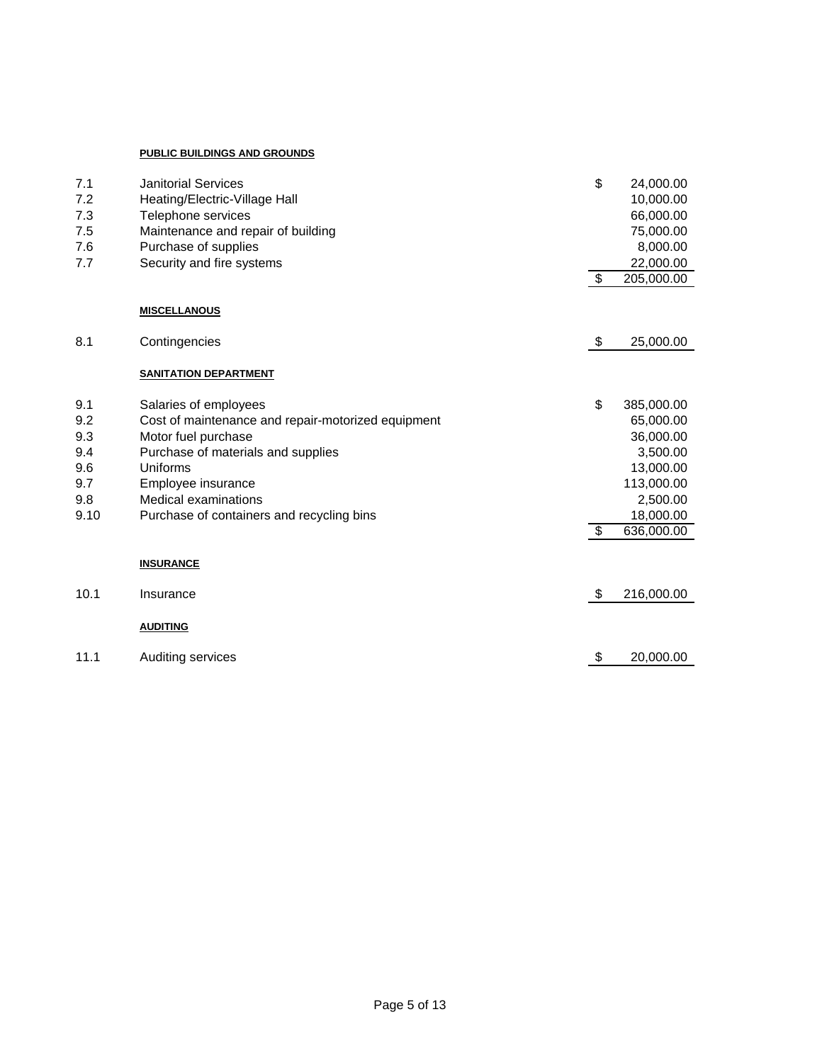**PUBLIC BUILDINGS AND GROUNDS**

| | | | |
|---|---|---|---|
| 7.1 | Janitorial Services | $ | 24,000.00 |
| 7.2 | Heating/Electric-Village Hall | | 10,000.00 |
| 7.3 | Telephone services | | 66,000.00 |
| 7.5 | Maintenance and repair of building | | 75,000.00 |
| 7.6 | Purchase of supplies | | 8,000.00 |
| 7.7 | Security and fire systems | | 22,000.00 |
| | | $ | 205,000.00 |

**MISCELLANOUS**

| | | | |
|---|---|---|---|
| 8.1 | Contingencies | $ | 25,000.00 |

**SANITATION DEPARTMENT**

| | | | |
|---|---|---|---|
| 9.1 | Salaries of employees | $ | 385,000.00 |
| 9.2 | Cost of maintenance and repair-motorized equipment | | 65,000.00 |
| 9.3 | Motor fuel purchase | | 36,000.00 |
| 9.4 | Purchase of materials and supplies | | 3,500.00 |
| 9.6 | Uniforms | | 13,000.00 |
| 9.7 | Employee insurance | | 113,000.00 |
| 9.8 | Medical examinations | | 2,500.00 |
| 9.10 | Purchase of containers and recycling bins | | 18,000.00 |
| | | $ | 636,000.00 |

**INSURANCE**

| | | | |
|---|---|---|---|
| 10.1 | Insurance | $ | 216,000.00 |

**AUDITING**

| | | | |
|---|---|---|---|
| 11.1 | Auditing services | $ | 20,000.00 |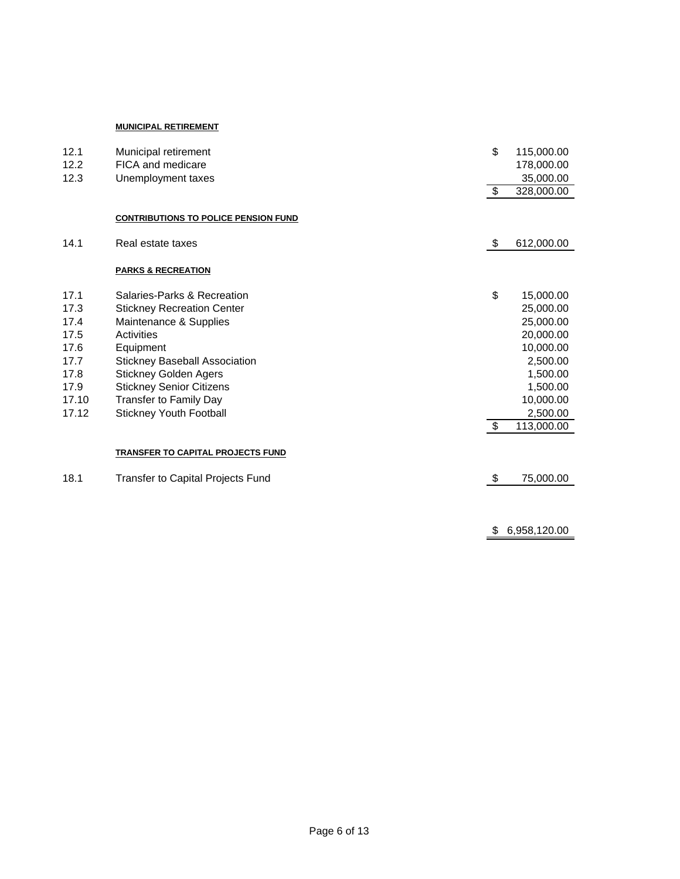**MUNICIPAL RETIREMENT**

| | | | |
|---|---|---|---|
| 12.1 | Municipal retirement | $ | 115,000.00 |
| 12.2 | FICA and medicare | | 178,000.00 |
| 12.3 | Unemployment taxes | | 35,000.00 |
| | | $ | 328,000.00 |

**CONTRIBUTIONS TO POLICE PENSION FUND**

| | | | |
|---|---|---|---|
| 14.1 | Real estate taxes | $ | 612,000.00 |

**PARKS & RECREATION**

| | | | |
|---|---|---|---|
| 17.1 | Salaries-Parks & Recreation | $ | 15,000.00 |
| 17.3 | Stickney Recreation Center | | 25,000.00 |
| 17.4 | Maintenance & Supplies | | 25,000.00 |
| 17.5 | Activities | | 20,000.00 |
| 17.6 | Equipment | | 10,000.00 |
| 17.7 | Stickney Baseball Association | | 2,500.00 |
| 17.8 | Stickney Golden Agers | | 1,500.00 |
| 17.9 | Stickney Senior Citizens | | 1,500.00 |
| 17.10 | Transfer to Family Day | | 10,000.00 |
| 17.12 | Stickney Youth Football | | 2,500.00 |
| | | $ | 113,000.00 |

**TRANSFER TO CAPITAL PROJECTS FUND**

| | | | |
|---|---|---|---|
| 18.1 | Transfer to Capital Projects Fund | $ | 75,000.00 |
| | | | |
| | | $ | 6,958,120.00 |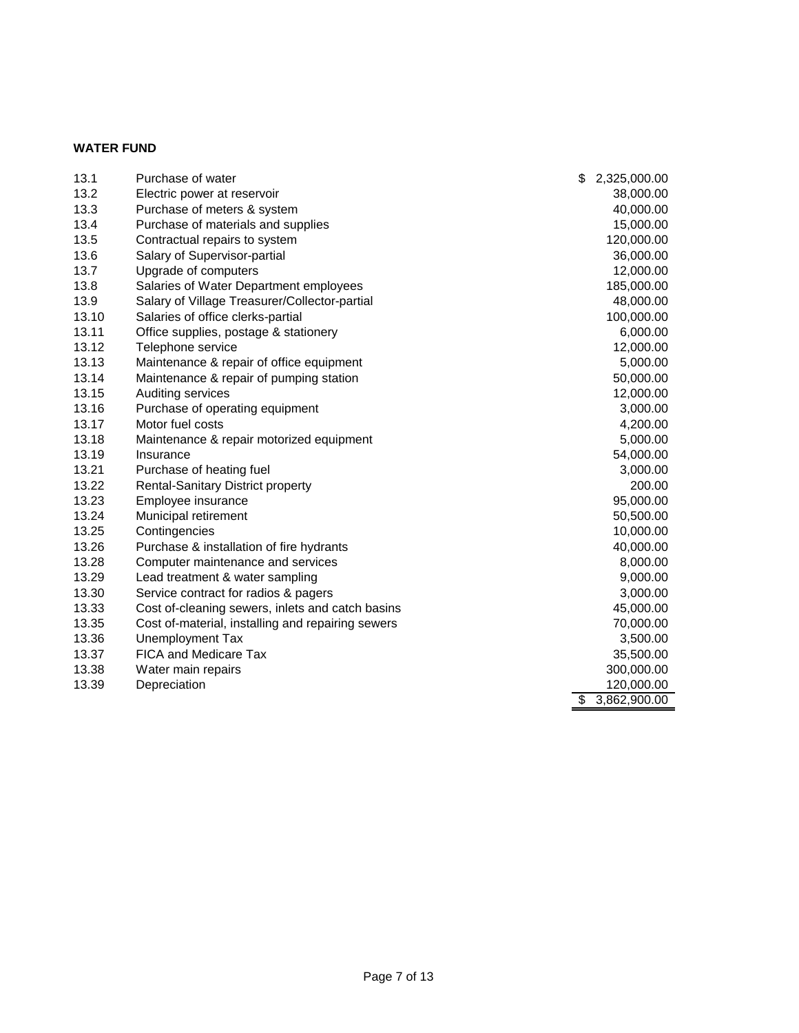**WATER FUND**

| | | |
|---|---|---|
| 13.1 | Purchase of water | $ 2,325,000.00 |
| 13.2 | Electric power at reservoir | 38,000.00 |
| 13.3 | Purchase of meters & system | 40,000.00 |
| 13.4 | Purchase of materials and supplies | 15,000.00 |
| 13.5 | Contractual repairs to system | 120,000.00 |
| 13.6 | Salary of Supervisor-partial | 36,000.00 |
| 13.7 | Upgrade of computers | 12,000.00 |
| 13.8 | Salaries of Water Department employees | 185,000.00 |
| 13.9 | Salary of Village Treasurer/Collector-partial | 48,000.00 |
| 13.10 | Salaries of office clerks-partial | 100,000.00 |
| 13.11 | Office supplies, postage & stationery | 6,000.00 |
| 13.12 | Telephone service | 12,000.00 |
| 13.13 | Maintenance & repair of office equipment | 5,000.00 |
| 13.14 | Maintenance & repair of pumping station | 50,000.00 |
| 13.15 | Auditing services | 12,000.00 |
| 13.16 | Purchase of operating equipment | 3,000.00 |
| 13.17 | Motor fuel costs | 4,200.00 |
| 13.18 | Maintenance & repair motorized equipment | 5,000.00 |
| 13.19 | Insurance | 54,000.00 |
| 13.21 | Purchase of heating fuel | 3,000.00 |
| 13.22 | Rental-Sanitary District property | 200.00 |
| 13.23 | Employee insurance | 95,000.00 |
| 13.24 | Municipal retirement | 50,500.00 |
| 13.25 | Contingencies | 10,000.00 |
| 13.26 | Purchase & installation of fire hydrants | 40,000.00 |
| 13.28 | Computer maintenance and services | 8,000.00 |
| 13.29 | Lead treatment & water sampling | 9,000.00 |
| 13.30 | Service contract for radios & pagers | 3,000.00 |
| 13.33 | Cost of-cleaning sewers, inlets and catch basins | 45,000.00 |
| 13.35 | Cost of-material, installing and repairing sewers | 70,000.00 |
| 13.36 | Unemployment Tax | 3,500.00 |
| 13.37 | FICA and Medicare Tax | 35,500.00 |
| 13.38 | Water main repairs | 300,000.00 |
| 13.39 | Depreciation | 120,000.00 |
| | | $ 3,862,900.00 |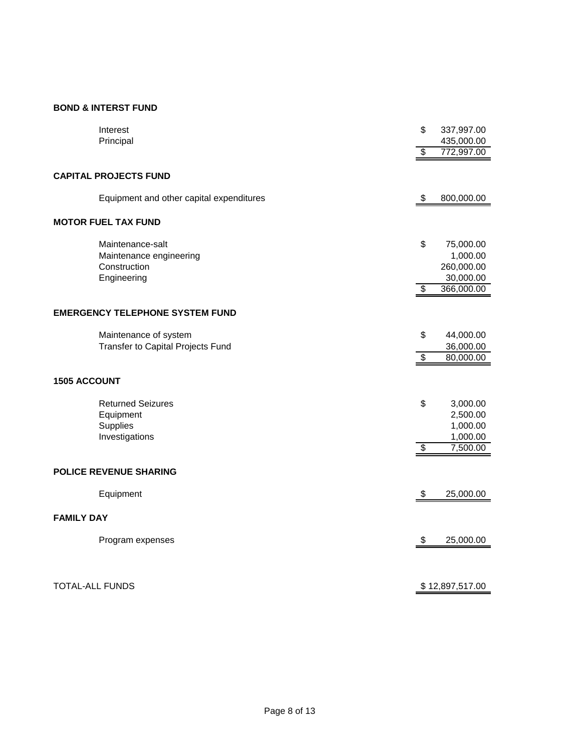**BOND & INTERST FUND**

| | | |
|---|---|---|
| Interest | $ | 337,997.00 |
| Principal | | 435,000.00 |
| | $ | 772,997.00 |

**CAPITAL PROJECTS FUND**

| | | |
|---|---|---|
| Equipment and other capital expenditures | $ | 800,000.00 |

**MOTOR FUEL TAX FUND**

| | | |
|---|---|---|
| Maintenance-salt | $ | 75,000.00 |
| Maintenance engineering | | 1,000.00 |
| Construction | | 260,000.00 |
| Engineering | | 30,000.00 |
| | $ | 366,000.00 |

**EMERGENCY TELEPHONE SYSTEM FUND**

| | | |
|---|---|---|
| Maintenance of system | $ | 44,000.00 |
| Transfer to Capital Projects Fund | | 36,000.00 |
| | $ | 80,000.00 |

**1505 ACCOUNT**

| | | |
|---|---|---|
| Returned Seizures | $ | 3,000.00 |
| Equipment | | 2,500.00 |
| Supplies | | 1,000.00 |
| Investigations | | 1,000.00 |
| | $ | 7,500.00 |

**POLICE REVENUE SHARING**

| | | |
|---|---|---|
| Equipment | $ | 25,000.00 |

**FAMILY DAY**

| | | |
|---|---|---|
| Program expenses | $ | 25,000.00 |

| | |
|---|---|
| TOTAL-ALL FUNDS | $ 12,897,517.00 |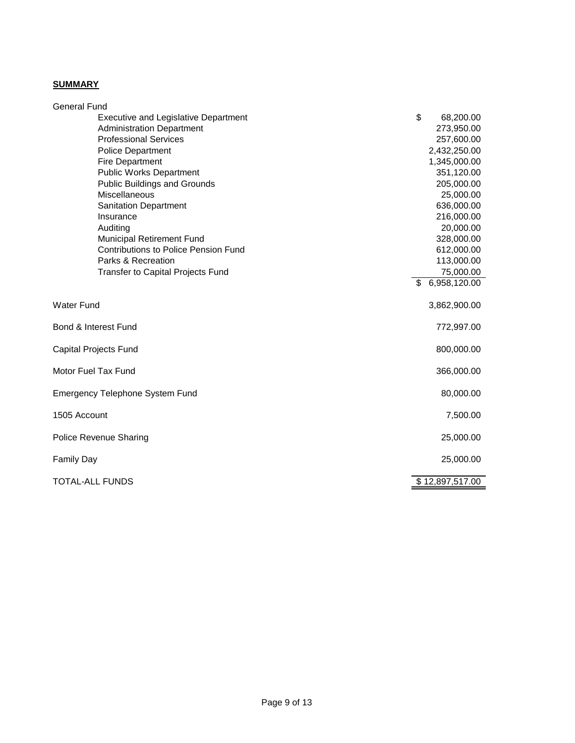**SUMMARY**

| | |
|---|---|
| General Fund | |
| Executive and Legislative Department | $ 68,200.00 |
| Administration Department | 273,950.00 |
| Professional Services | 257,600.00 |
| Police Department | 2,432,250.00 |
| Fire Department | 1,345,000.00 |
| Public Works Department | 351,120.00 |
| Public Buildings and Grounds | 205,000.00 |
| Miscellaneous | 25,000.00 |
| Sanitation Department | 636,000.00 |
| Insurance | 216,000.00 |
| Auditing | 20,000.00 |
| Municipal Retirement Fund | 328,000.00 |
| Contributions to Police Pension Fund | 612,000.00 |
| Parks & Recreation | 113,000.00 |
| Transfer to Capital Projects Fund | 75,000.00 |
| | $ 6,958,120.00 |
| Water Fund | 3,862,900.00 |
| Bond & Interest Fund | 772,997.00 |
| Capital Projects Fund | 800,000.00 |
| Motor Fuel Tax Fund | 366,000.00 |
| Emergency Telephone System Fund | 80,000.00 |
| 1505 Account | 7,500.00 |
| Police Revenue Sharing | 25,000.00 |
| Family Day | 25,000.00 |
| TOTAL-ALL FUNDS | $ 12,897,517.00 |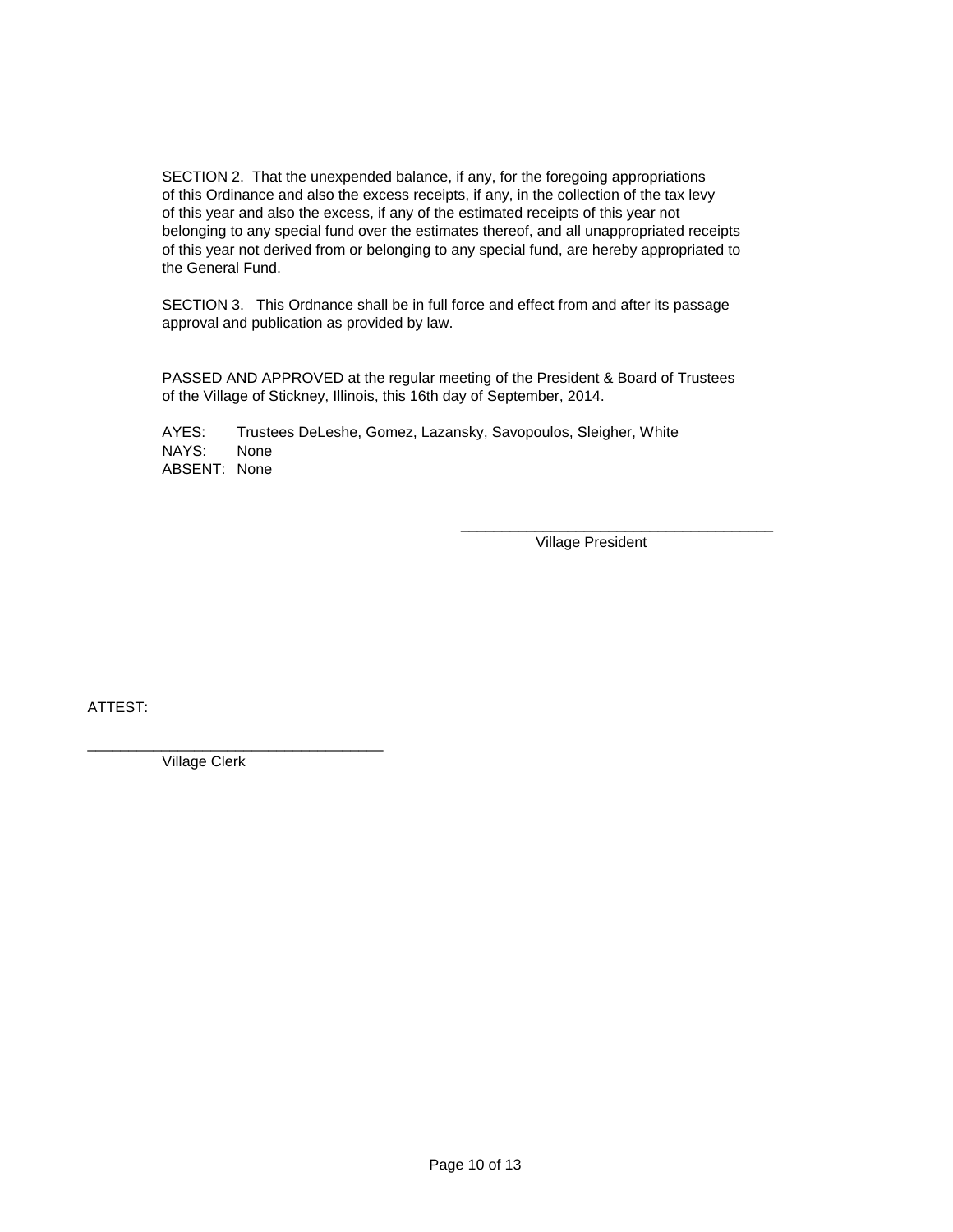SECTION 2. That the unexpended balance, if any, for the foregoing appropriations of this Ordinance and also the excess receipts, if any, in the collection of the tax levy of this year and also the excess, if any of the estimated receipts of this year not belonging to any special fund over the estimates thereof, and all unappropriated receipts of this year not derived from or belonging to any special fund, are hereby appropriated to the General Fund.

SECTION 3. This Ordnance shall be in full force and effect from and after its passage approval and publication as provided by law.

PASSED AND APPROVED at the regular meeting of the President & Board of Trustees of the Village of Stickney, Illinois, this 16th day of September, 2014.

AYES: Trustees DeLeshe, Gomez, Lazansky, Savopoulos, Sleigher, White
NAYS: None
ABSENT: None

_______________________________________
Village President

ATTEST:

_____________________________________
Village Clerk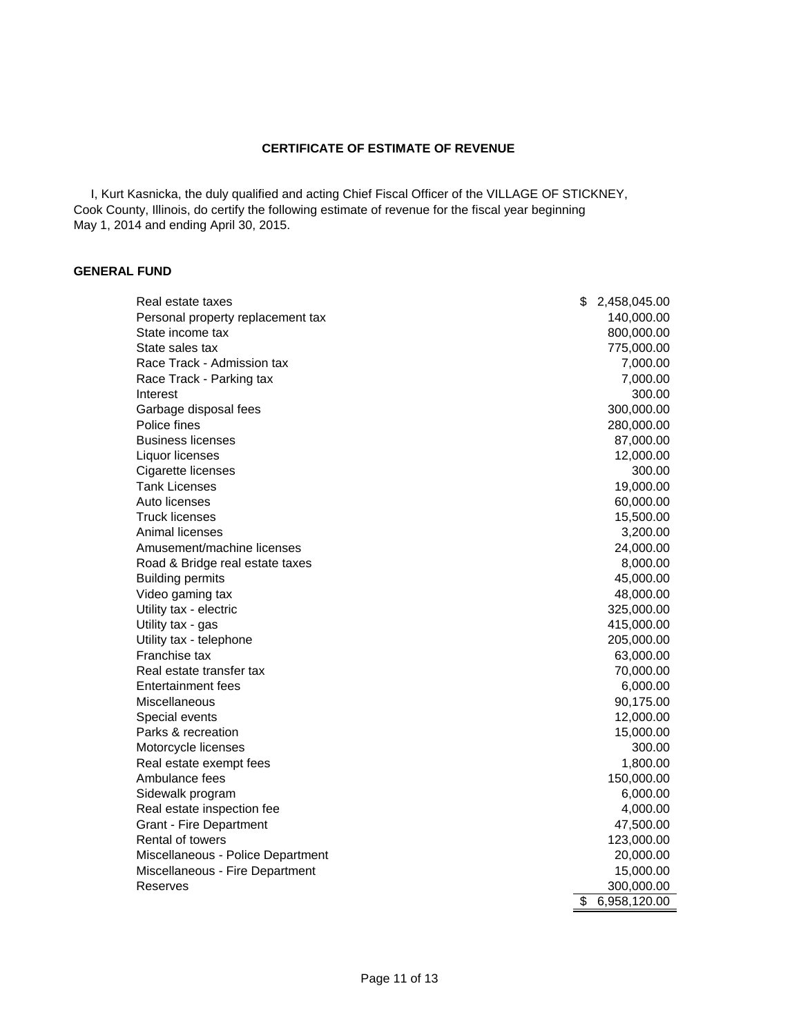## CERTIFICATE OF ESTIMATE OF REVENUE

I, Kurt Kasnicka, the duly qualified and acting Chief Fiscal Officer of the VILLAGE OF STICKNEY, Cook County, Illinois, do certify the following estimate of revenue for the fiscal year beginning May 1, 2014 and ending April 30, 2015.

### GENERAL FUND

| Item | Amount |
|---|---|
| Real estate taxes | $ 2,458,045.00 |
| Personal property replacement tax | 140,000.00 |
| State income tax | 800,000.00 |
| State sales tax | 775,000.00 |
| Race Track - Admission tax | 7,000.00 |
| Race Track - Parking tax | 7,000.00 |
| Interest | 300.00 |
| Garbage disposal fees | 300,000.00 |
| Police fines | 280,000.00 |
| Business licenses | 87,000.00 |
| Liquor licenses | 12,000.00 |
| Cigarette licenses | 300.00 |
| Tank Licenses | 19,000.00 |
| Auto licenses | 60,000.00 |
| Truck licenses | 15,500.00 |
| Animal licenses | 3,200.00 |
| Amusement/machine licenses | 24,000.00 |
| Road & Bridge real estate taxes | 8,000.00 |
| Building permits | 45,000.00 |
| Video gaming tax | 48,000.00 |
| Utility tax - electric | 325,000.00 |
| Utility tax - gas | 415,000.00 |
| Utility tax - telephone | 205,000.00 |
| Franchise tax | 63,000.00 |
| Real estate transfer tax | 70,000.00 |
| Entertainment fees | 6,000.00 |
| Miscellaneous | 90,175.00 |
| Special events | 12,000.00 |
| Parks & recreation | 15,000.00 |
| Motorcycle licenses | 300.00 |
| Real estate exempt fees | 1,800.00 |
| Ambulance fees | 150,000.00 |
| Sidewalk program | 6,000.00 |
| Real estate inspection fee | 4,000.00 |
| Grant - Fire Department | 47,500.00 |
| Rental of towers | 123,000.00 |
| Miscellaneous - Police Department | 20,000.00 |
| Miscellaneous - Fire Department | 15,000.00 |
| Reserves | 300,000.00 |
| | $ 6,958,120.00 |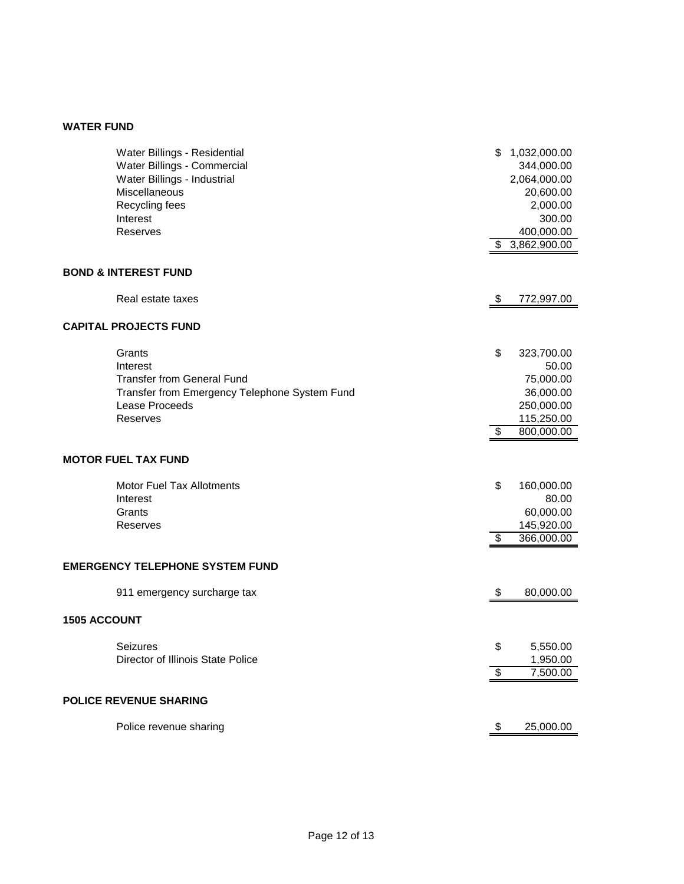**WATER FUND**

| | |
|---|---|
| Water Billings - Residential | $ 1,032,000.00 |
| Water Billings - Commercial | 344,000.00 |
| Water Billings - Industrial | 2,064,000.00 |
| Miscellaneous | 20,600.00 |
| Recycling fees | 2,000.00 |
| Interest | 300.00 |
| Reserves | 400,000.00 |
| | $ 3,862,900.00 |

**BOND & INTEREST FUND**

| | |
|---|---|
| Real estate taxes | $ 772,997.00 |

**CAPITAL PROJECTS FUND**

| | |
|---|---|
| Grants | $ 323,700.00 |
| Interest | 50.00 |
| Transfer from General Fund | 75,000.00 |
| Transfer from Emergency Telephone System Fund | 36,000.00 |
| Lease Proceeds | 250,000.00 |
| Reserves | 115,250.00 |
| | $ 800,000.00 |

**MOTOR FUEL TAX FUND**

| | |
|---|---|
| Motor Fuel Tax Allotments | $ 160,000.00 |
| Interest | 80.00 |
| Grants | 60,000.00 |
| Reserves | 145,920.00 |
| | $ 366,000.00 |

**EMERGENCY TELEPHONE SYSTEM FUND**

| | |
|---|---|
| 911 emergency surcharge tax | $ 80,000.00 |

**1505 ACCOUNT**

| | |
|---|---|
| Seizures | $ 5,550.00 |
| Director of Illinois State Police | 1,950.00 |
| | $ 7,500.00 |

**POLICE REVENUE SHARING**

| | |
|---|---|
| Police revenue sharing | $ 25,000.00 |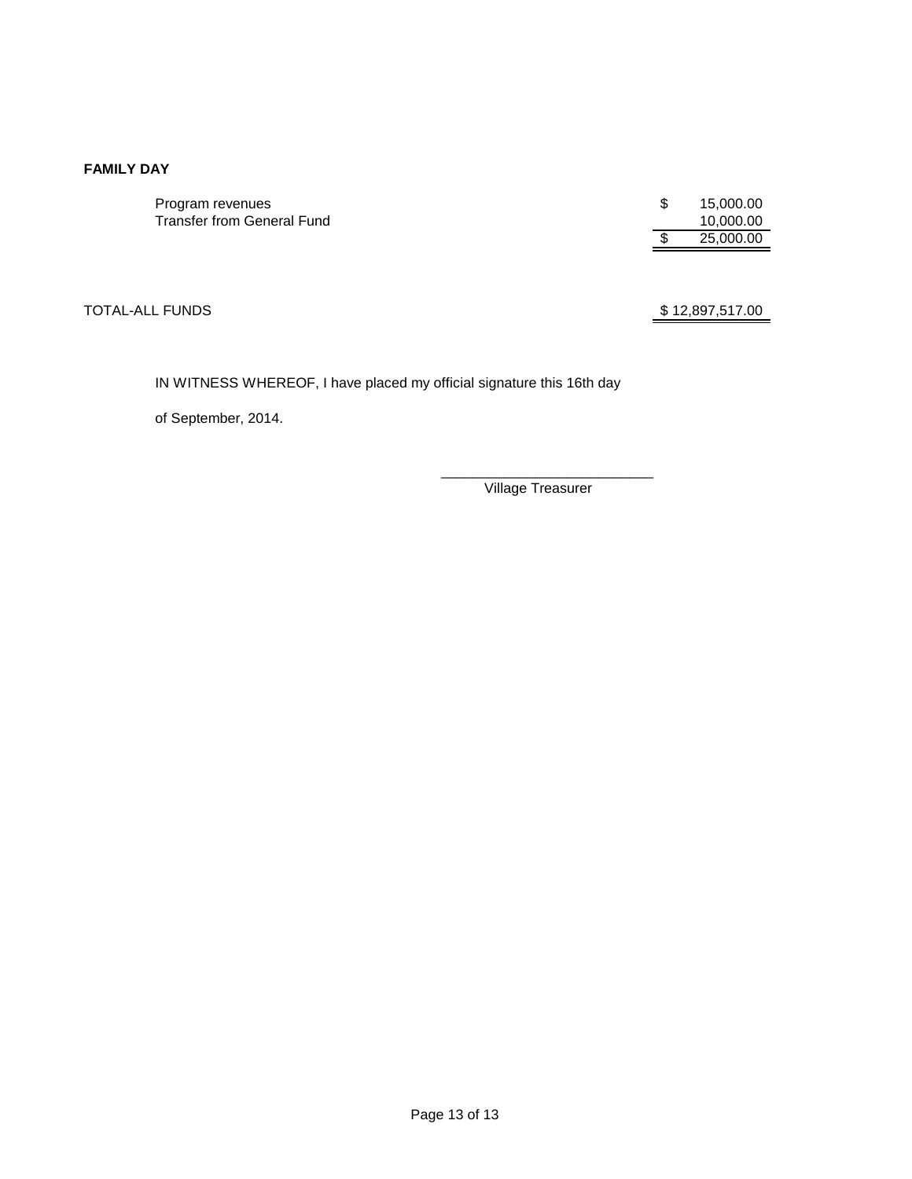**FAMILY DAY**

| | |
|---|---|
| Program revenues | $ 15,000.00 |
| Transfer from General Fund | 10,000.00 |
| | $ 25,000.00 |

| | |
|---|---|
| TOTAL-ALL FUNDS | $ 12,897,517.00 |

IN WITNESS WHEREOF, I have placed my official signature this 16th day

of September, 2014.

\_\_\_\_\_\_\_\_\_\_\_\_\_\_\_\_\_\_\_\_\_\_\_\_\_\_\_\_

Village Treasurer